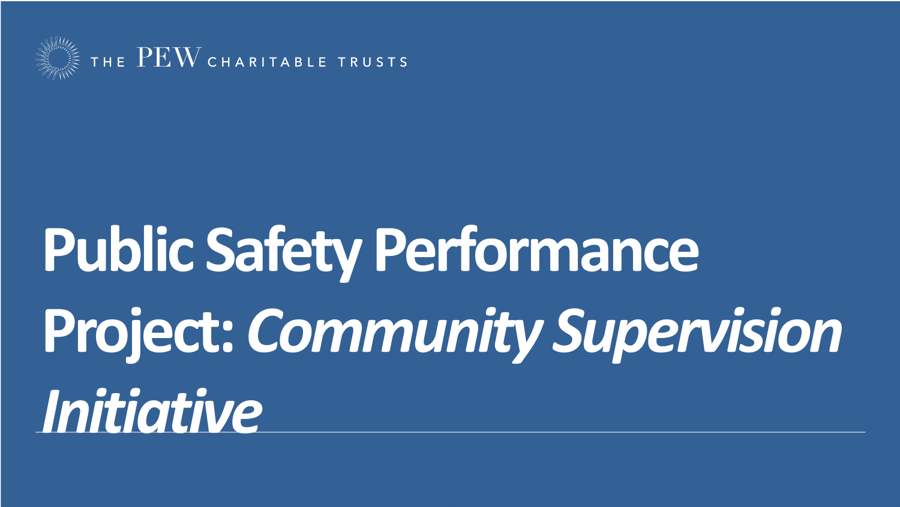THE PEW CHARITABLE TRUSTS

# Public Safety Performance Project: *Community Supervision Initiative*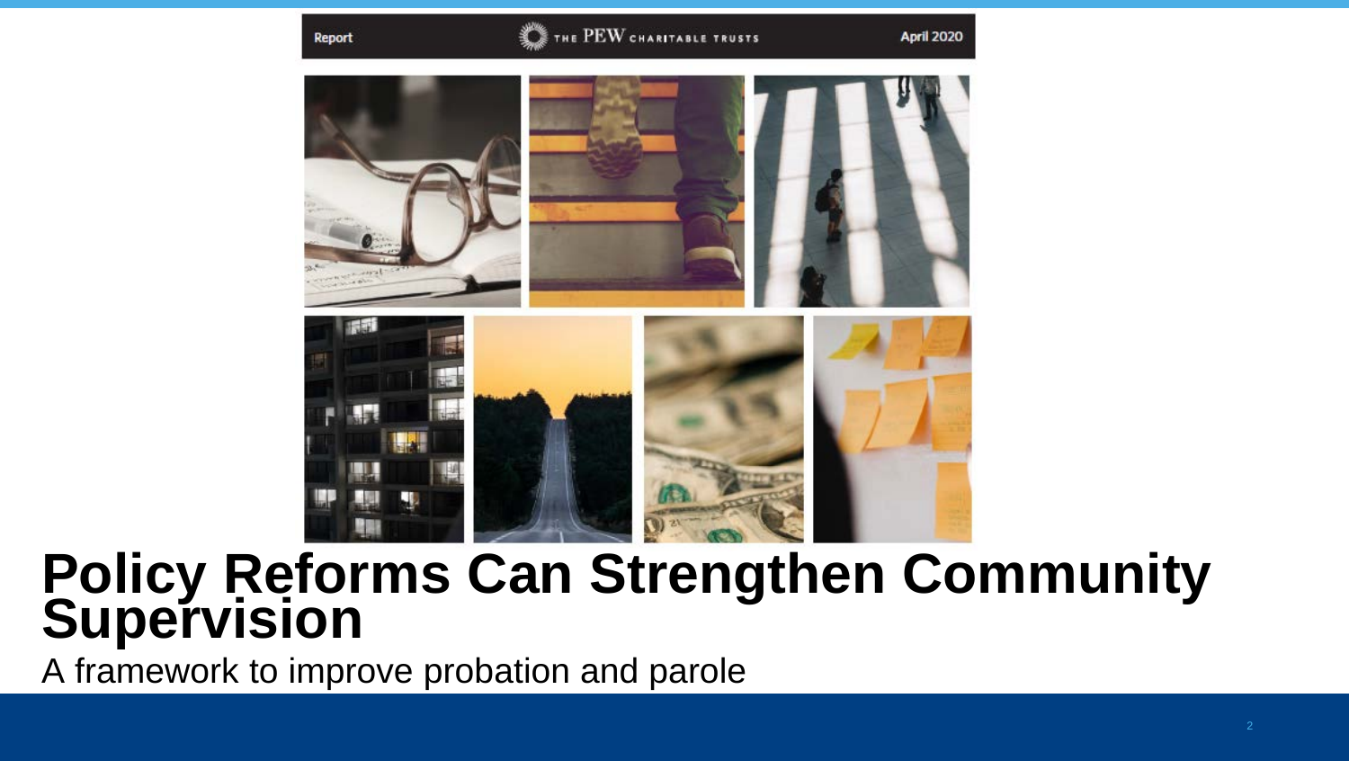# Policy Reforms Can Strengthen Community Supervision

A framework to improve probation and parole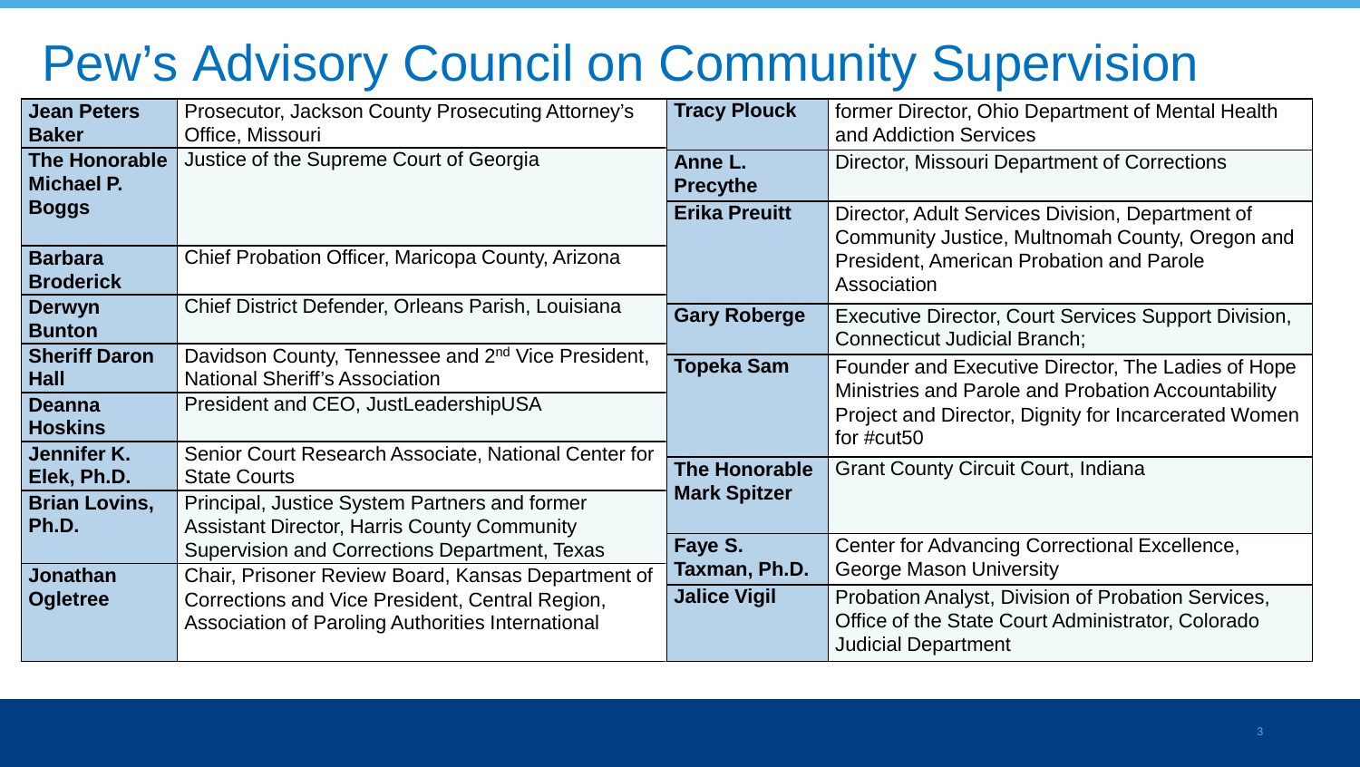# Pew's Advisory Council on Community Supervision

| Name | Title |
|---|---|
| **Jean Peters Baker** | Prosecutor, Jackson County Prosecuting Attorney's Office, Missouri |
| **The Honorable Michael P. Boggs** | Justice of the Supreme Court of Georgia |
| **Barbara Broderick** | Chief Probation Officer, Maricopa County, Arizona |
| **Derwyn Bunton** | Chief District Defender, Orleans Parish, Louisiana |
| **Sheriff Daron Hall** | Davidson County, Tennessee and 2nd Vice President, National Sheriff's Association |
| **Deanna Hoskins** | President and CEO, JustLeadershipUSA |
| **Jennifer K. Elek, Ph.D.** | Senior Court Research Associate, National Center for State Courts |
| **Brian Lovins, Ph.D.** | Principal, Justice System Partners and former Assistant Director, Harris County Community Supervision and Corrections Department, Texas |
| **Jonathan Ogletree** | Chair, Prisoner Review Board, Kansas Department of Corrections and Vice President, Central Region, Association of Paroling Authorities International |
| **Tracy Plouck** | former Director, Ohio Department of Mental Health and Addiction Services |
| **Anne L. Precythe** | Director, Missouri Department of Corrections |
| **Erika Preuitt** | Director, Adult Services Division, Department of Community Justice, Multnomah County, Oregon and President, American Probation and Parole Association |
| **Gary Roberge** | Executive Director, Court Services Support Division, Connecticut Judicial Branch; |
| **Topeka Sam** | Founder and Executive Director, The Ladies of Hope Ministries and Parole and Probation Accountability Project and Director, Dignity for Incarcerated Women for #cut50 |
| **The Honorable Mark Spitzer** | Grant County Circuit Court, Indiana |
| **Faye S. Taxman, Ph.D.** | Center for Advancing Correctional Excellence, George Mason University |
| **Jalice Vigil** | Probation Analyst, Division of Probation Services, Office of the State Court Administrator, Colorado Judicial Department |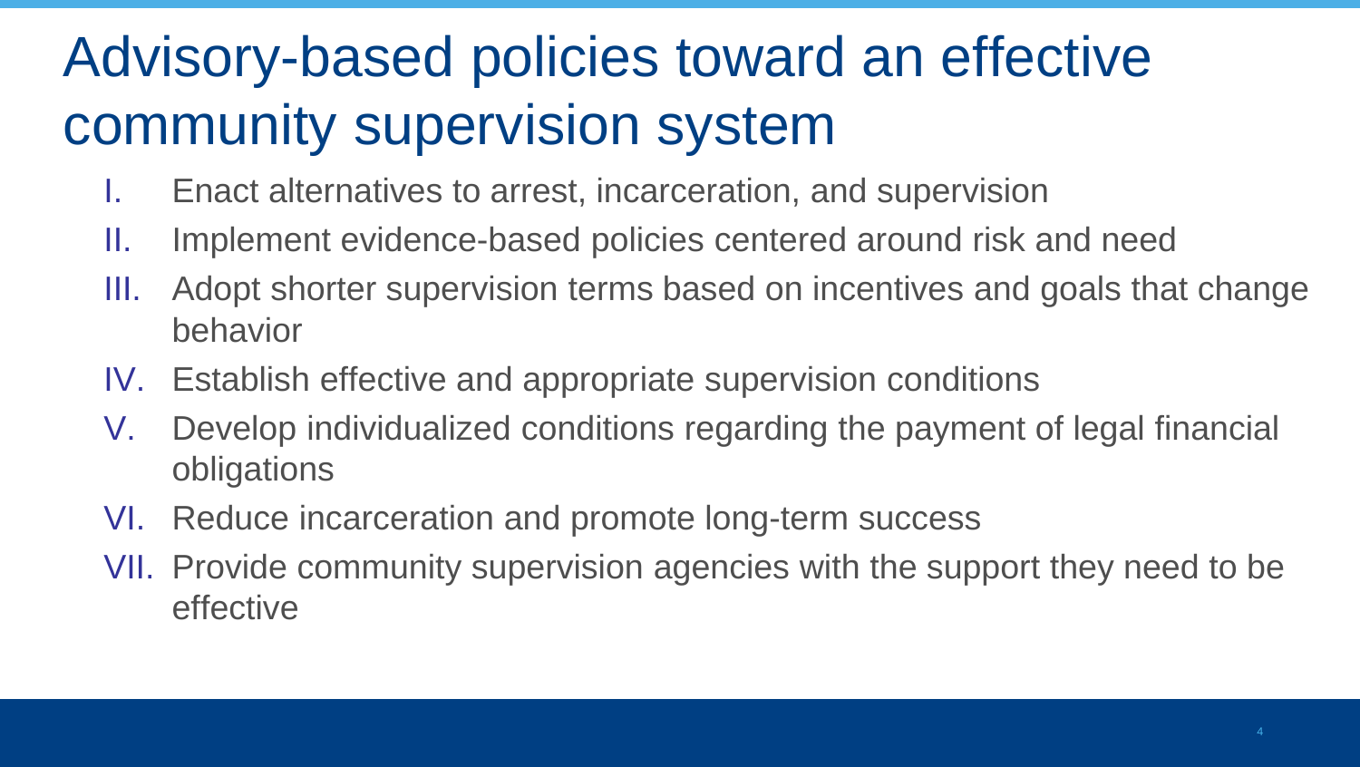# Advisory-based policies toward an effective community supervision system

I. Enact alternatives to arrest, incarceration, and supervision
II. Implement evidence-based policies centered around risk and need
III. Adopt shorter supervision terms based on incentives and goals that change behavior
IV. Establish effective and appropriate supervision conditions
V. Develop individualized conditions regarding the payment of legal financial obligations
VI. Reduce incarceration and promote long-term success
VII. Provide community supervision agencies with the support they need to be effective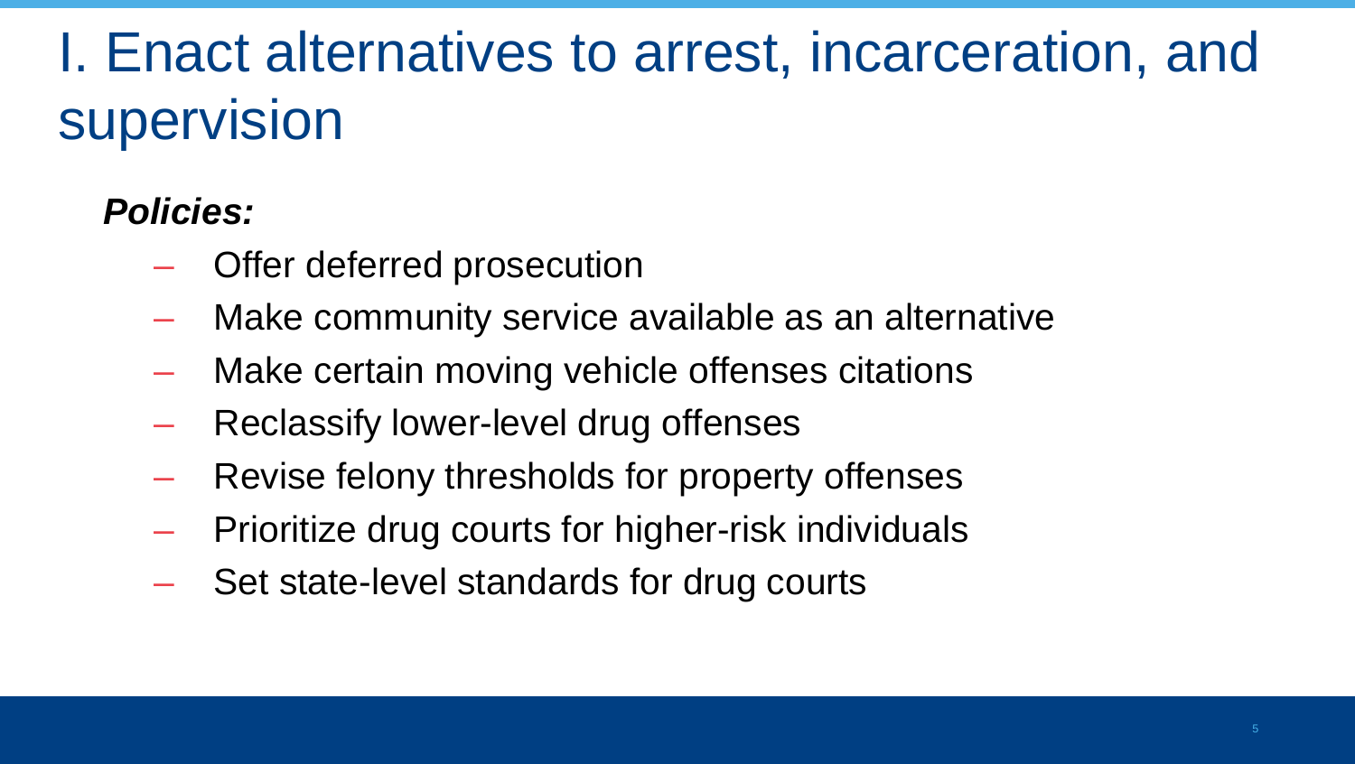# I. Enact alternatives to arrest, incarceration, and supervision

***Policies:***

- Offer deferred prosecution
- Make community service available as an alternative
- Make certain moving vehicle offenses citations
- Reclassify lower-level drug offenses
- Revise felony thresholds for property offenses
- Prioritize drug courts for higher-risk individuals
- Set state-level standards for drug courts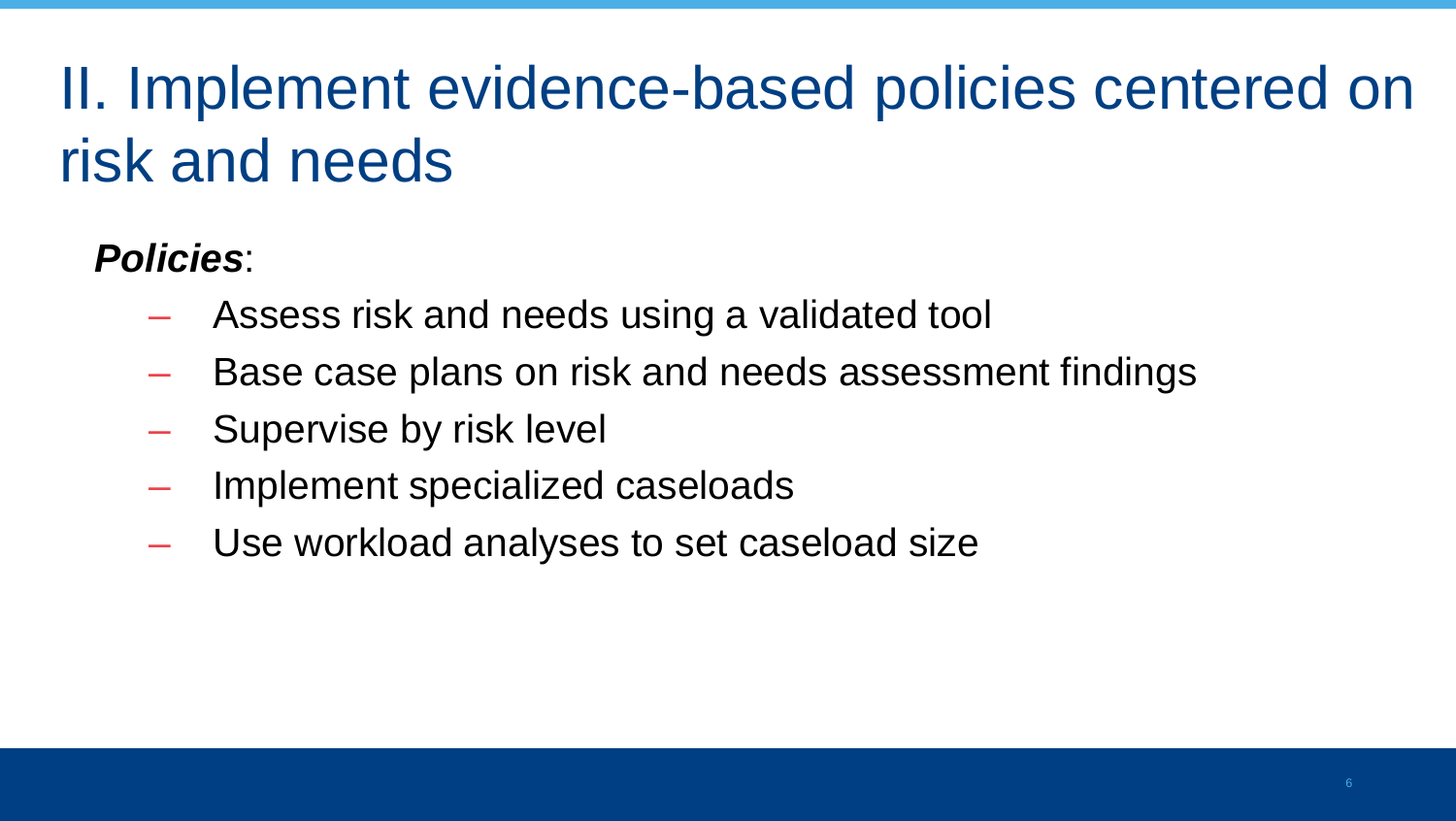# II. Implement evidence-based policies centered on risk and needs

***Policies***:

- Assess risk and needs using a validated tool
- Base case plans on risk and needs assessment findings
- Supervise by risk level
- Implement specialized caseloads
- Use workload analyses to set caseload size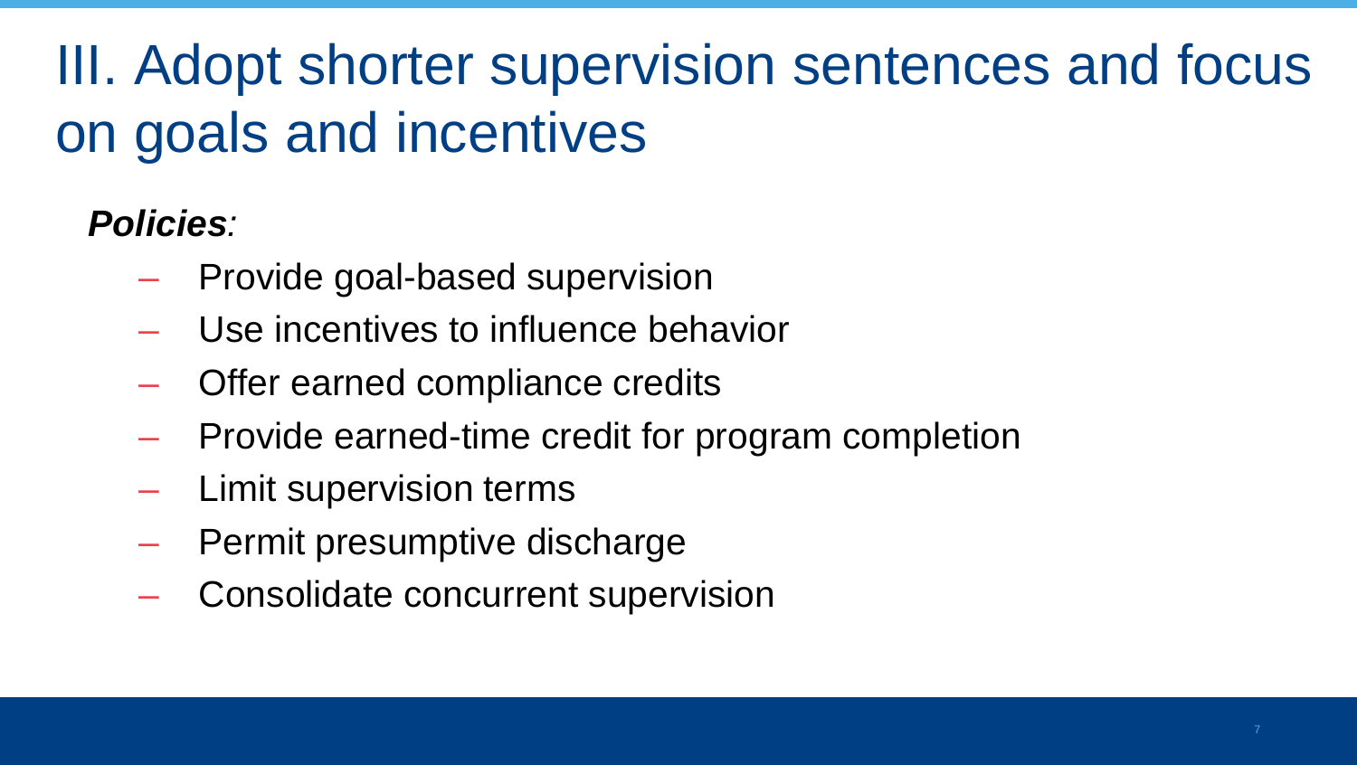# III. Adopt shorter supervision sentences and focus on goals and incentives

***Policies*:**

- Provide goal-based supervision
- Use incentives to influence behavior
- Offer earned compliance credits
- Provide earned-time credit for program completion
- Limit supervision terms
- Permit presumptive discharge
- Consolidate concurrent supervision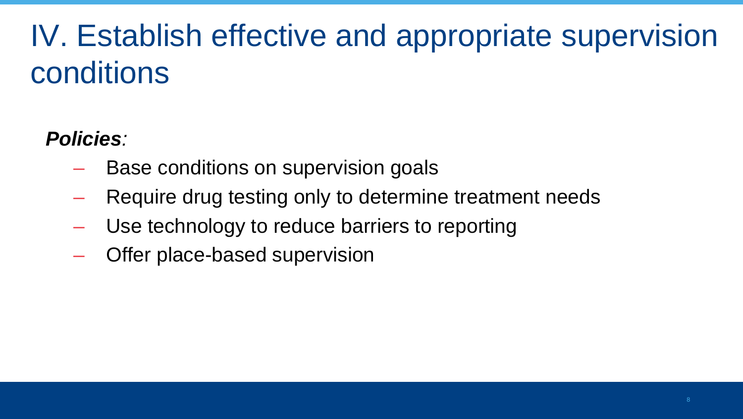# IV. Establish effective and appropriate supervision conditions

***Policies**:*

- Base conditions on supervision goals
- Require drug testing only to determine treatment needs
- Use technology to reduce barriers to reporting
- Offer place-based supervision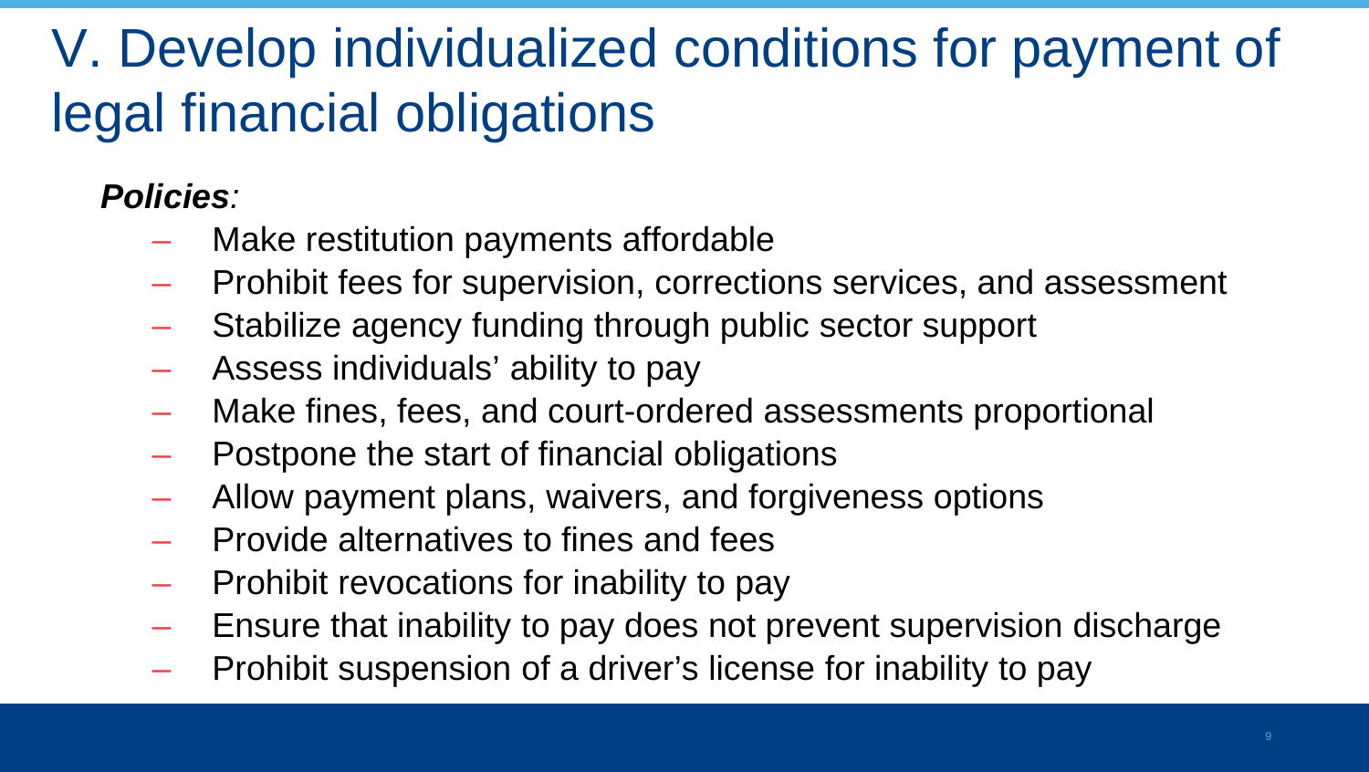# V. Develop individualized conditions for payment of legal financial obligations

***Policies**:*

- Make restitution payments affordable
- Prohibit fees for supervision, corrections services, and assessment
- Stabilize agency funding through public sector support
- Assess individuals' ability to pay
- Make fines, fees, and court-ordered assessments proportional
- Postpone the start of financial obligations
- Allow payment plans, waivers, and forgiveness options
- Provide alternatives to fines and fees
- Prohibit revocations for inability to pay
- Ensure that inability to pay does not prevent supervision discharge
- Prohibit suspension of a driver's license for inability to pay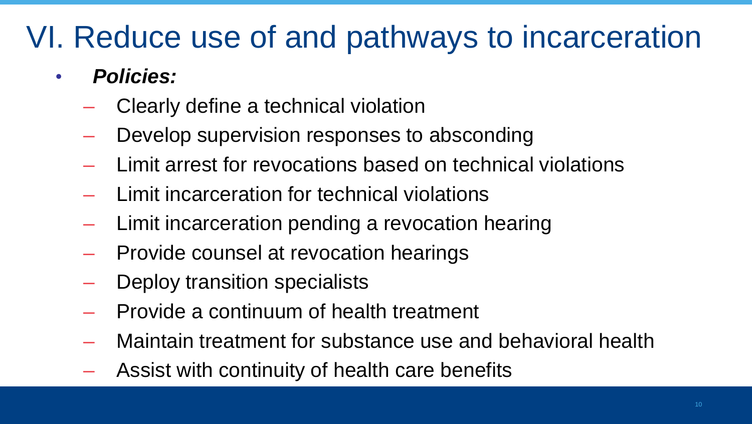# VI. Reduce use of and pathways to incarceration

- ***Policies:***
  - Clearly define a technical violation
  - Develop supervision responses to absconding
  - Limit arrest for revocations based on technical violations
  - Limit incarceration for technical violations
  - Limit incarceration pending a revocation hearing
  - Provide counsel at revocation hearings
  - Deploy transition specialists
  - Provide a continuum of health treatment
  - Maintain treatment for substance use and behavioral health
  - Assist with continuity of health care benefits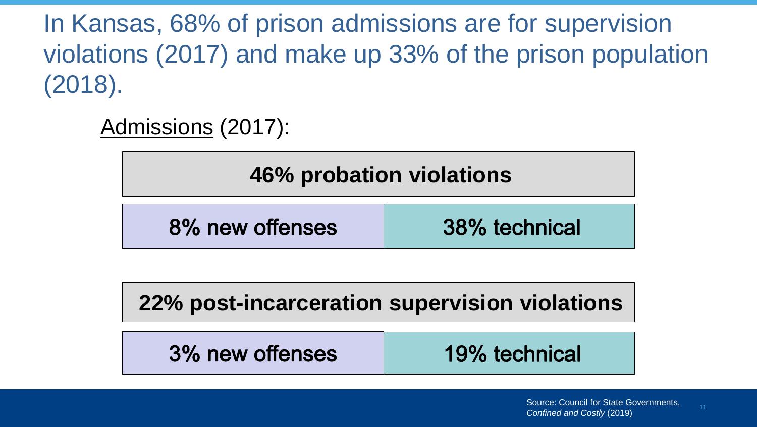# In Kansas, 68% of prison admissions are for supervision violations (2017) and make up 33% of the prison population (2018).

Admissions (2017):

| **46% probation violations** | |
|---|---|
| 8% new offenses | 38% technical |

| **22% post-incarceration supervision violations** | |
|---|---|
| 3% new offenses | 19% technical |

Source: Council for State Governments, *Confined and Costly* (2019)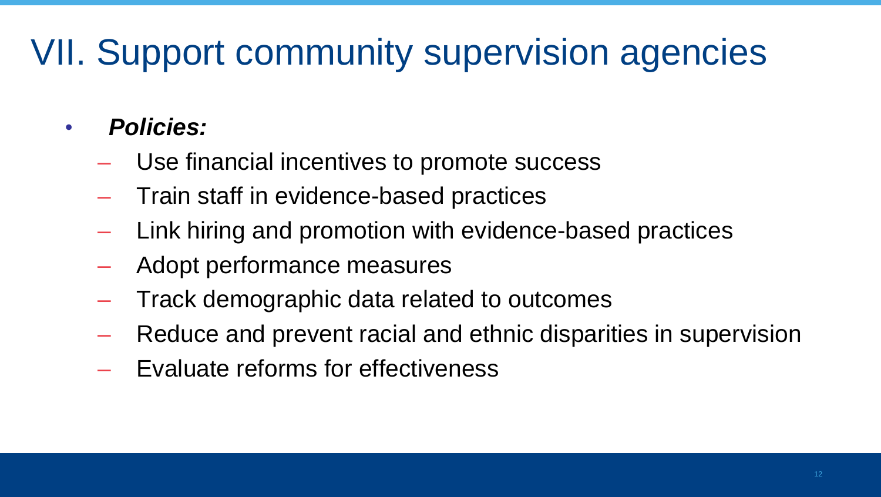# VII. Support community supervision agencies

- ***Policies:***
  - Use financial incentives to promote success
  - Train staff in evidence-based practices
  - Link hiring and promotion with evidence-based practices
  - Adopt performance measures
  - Track demographic data related to outcomes
  - Reduce and prevent racial and ethnic disparities in supervision
  - Evaluate reforms for effectiveness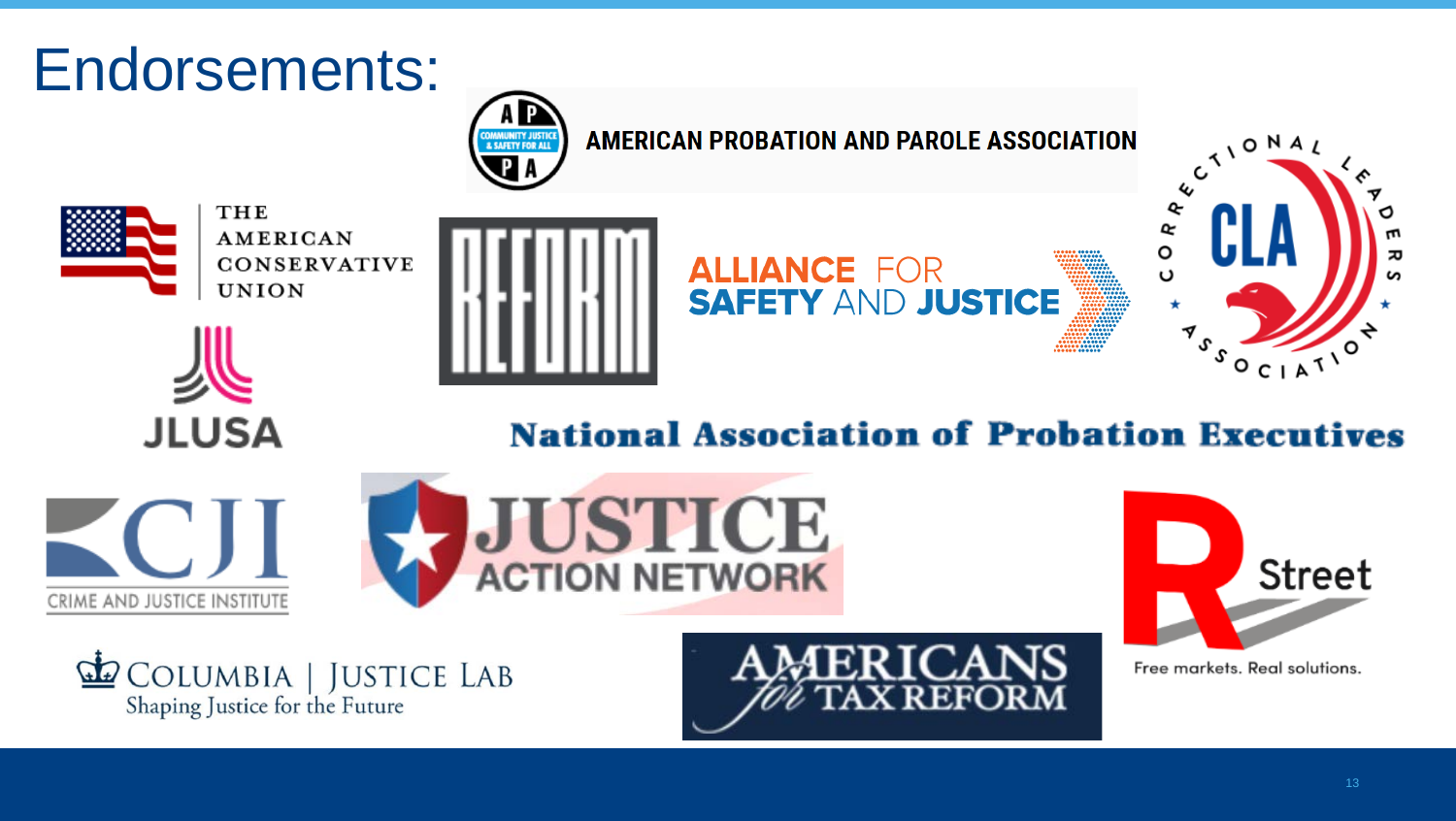# Endorsements:

- American Probation and Parole Association
- The American Conservative Union
- REFORM
- Alliance for Safety and Justice
- Correctional Leaders Association (CLA)
- JLUSA
- National Association of Probation Executives
- CJI Crime and Justice Institute
- Justice Action Network
- R Street — Free markets. Real solutions.
- Columbia | Justice Lab — Shaping Justice for the Future
- Americans for Tax Reform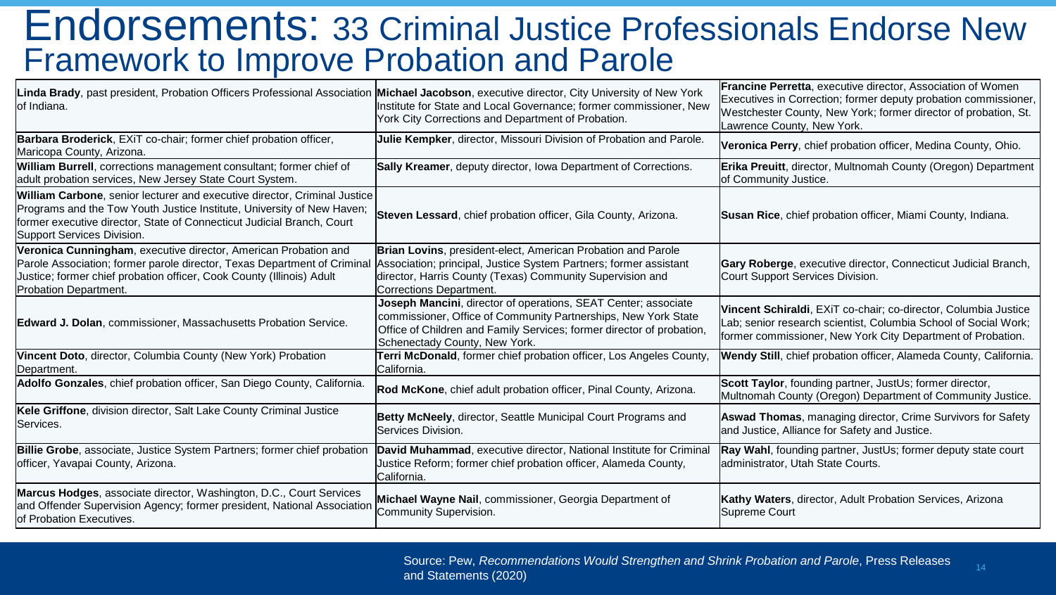# Endorsements: 33 Criminal Justice Professionals Endorse New Framework to Improve Probation and Parole

| | | |
|---|---|---|
| **Linda Brady**, past president, Probation Officers Professional Association of Indiana. | **Michael Jacobson**, executive director, City University of New York Institute for State and Local Governance; former commissioner, New York City Corrections and Department of Probation. | **Francine Perretta**, executive director, Association of Women Executives in Correction; former deputy probation commissioner, Westchester County, New York; former director of probation, St. Lawrence County, New York. |
| **Barbara Broderick**, EXiT co-chair; former chief probation officer, Maricopa County, Arizona. | **Julie Kempker**, director, Missouri Division of Probation and Parole. | **Veronica Perry**, chief probation officer, Medina County, Ohio. |
| **William Burrell**, corrections management consultant; former chief of adult probation services, New Jersey State Court System. | **Sally Kreamer**, deputy director, Iowa Department of Corrections. | **Erika Preuitt**, director, Multnomah County (Oregon) Department of Community Justice. |
| **William Carbone**, senior lecturer and executive director, Criminal Justice Programs and the Tow Youth Justice Institute, University of New Haven; former executive director, State of Connecticut Judicial Branch, Court Support Services Division. | **Steven Lessard**, chief probation officer, Gila County, Arizona. | **Susan Rice**, chief probation officer, Miami County, Indiana. |
| **Veronica Cunningham**, executive director, American Probation and Parole Association; former parole director, Texas Department of Criminal Justice; former chief probation officer, Cook County (Illinois) Adult Probation Department. | **Brian Lovins**, president-elect, American Probation and Parole Association; principal, Justice System Partners; former assistant director, Harris County (Texas) Community Supervision and Corrections Department. | **Gary Roberge**, executive director, Connecticut Judicial Branch, Court Support Services Division. |
| **Edward J. Dolan**, commissioner, Massachusetts Probation Service. | **Joseph Mancini**, director of operations, SEAT Center; associate commissioner, Office of Community Partnerships, New York State Office of Children and Family Services; former director of probation, Schenectady County, New York. | **Vincent Schiraldi**, EXiT co-chair; co-director, Columbia Justice Lab; senior research scientist, Columbia School of Social Work; former commissioner, New York City Department of Probation. |
| **Vincent Doto**, director, Columbia County (New York) Probation Department. | **Terri McDonald**, former chief probation officer, Los Angeles County, California. | **Wendy Still**, chief probation officer, Alameda County, California. |
| **Adolfo Gonzales**, chief probation officer, San Diego County, California. | **Rod McKone**, chief adult probation officer, Pinal County, Arizona. | **Scott Taylor**, founding partner, JustUs; former director, Multnomah County (Oregon) Department of Community Justice. |
| **Kele Griffone**, division director, Salt Lake County Criminal Justice Services. | **Betty McNeely**, director, Seattle Municipal Court Programs and Services Division. | **Aswad Thomas**, managing director, Crime Survivors for Safety and Justice, Alliance for Safety and Justice. |
| **Billie Grobe**, associate, Justice System Partners; former chief probation officer, Yavapai County, Arizona. | **David Muhammad**, executive director, National Institute for Criminal Justice Reform; former chief probation officer, Alameda County, California. | **Ray Wahl**, founding partner, JustUs; former deputy state court administrator, Utah State Courts. |
| **Marcus Hodges**, associate director, Washington, D.C., Court Services and Offender Supervision Agency; former president, National Association of Probation Executives. | **Michael Wayne Nail**, commissioner, Georgia Department of Community Supervision. | **Kathy Waters**, director, Adult Probation Services, Arizona Supreme Court |

Source: Pew, *Recommendations Would Strengthen and Shrink Probation and Parole*, Press Releases and Statements (2020)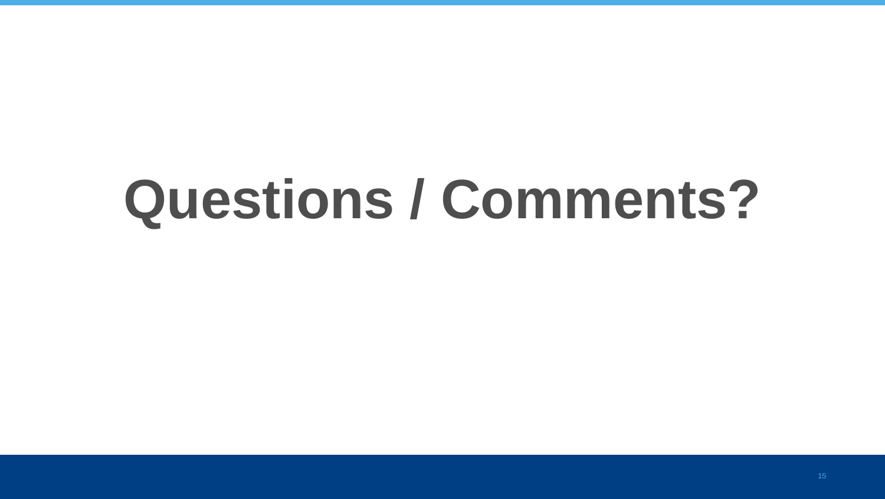# Questions / Comments?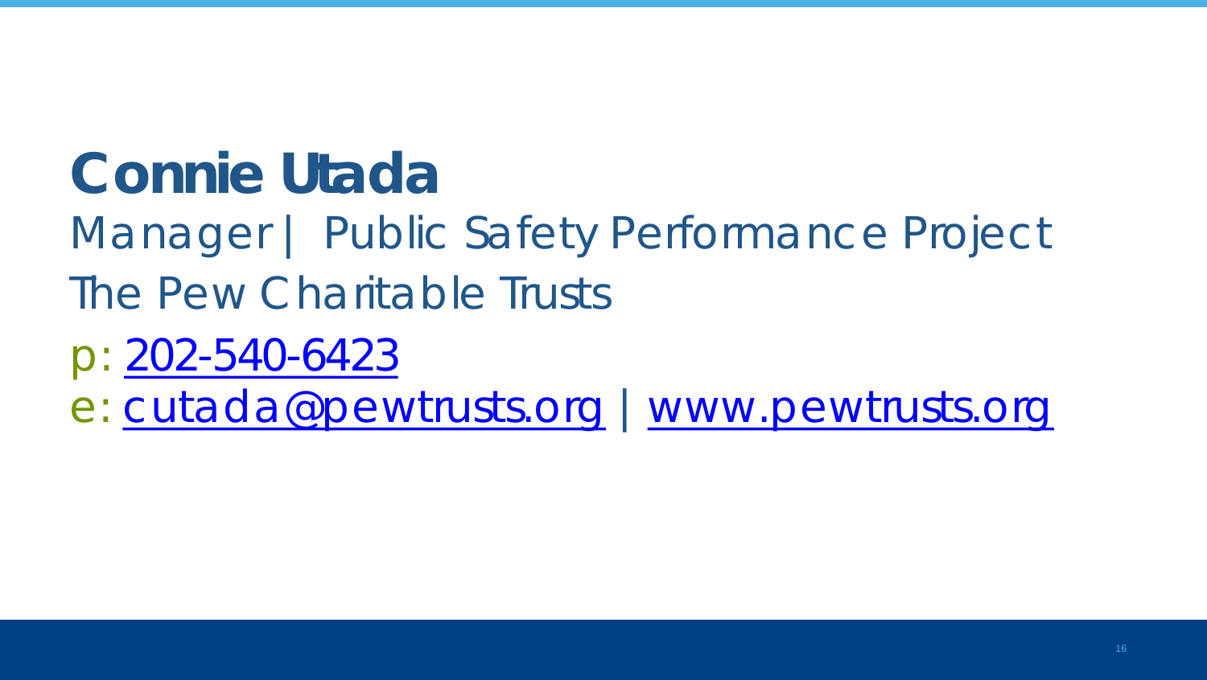# Connie Utada

Manager | Public Safety Performance Project

The Pew Charitable Trusts

p: 202-540-6423

e: cutada@pewtrusts.org | www.pewtrusts.org